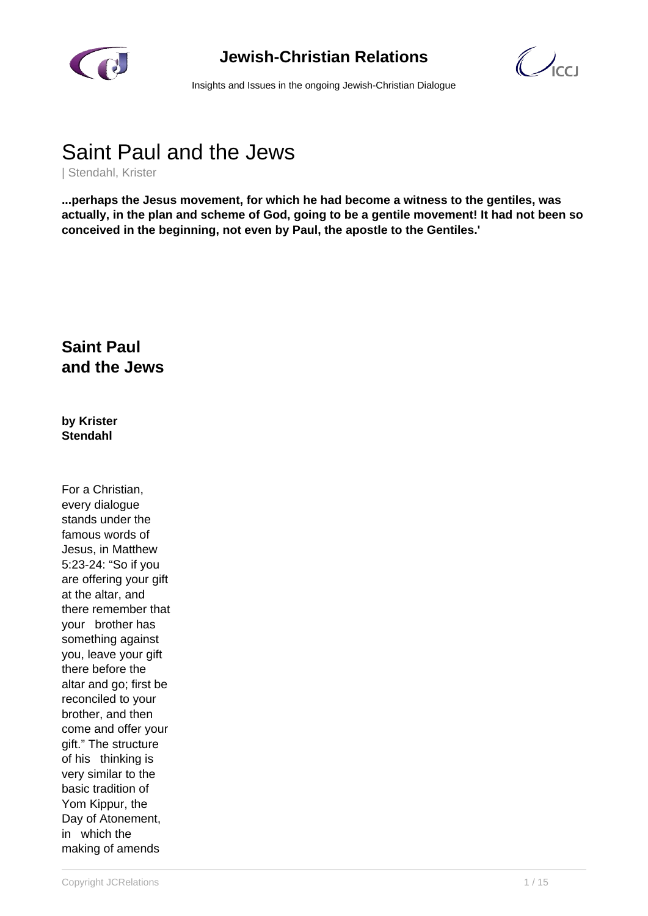# Saint Paul and the Jews

| Stendahl, Krister

**...perhaps the Jesus movement, for which he had become a witness to the gentiles, was actually, in the plan and scheme of God, going to be a gentile movement! It had not been so conceived in the beginning, not even by Paul, the apostle to the Gentiles.'**

## Saint Paul and the Jews

**by Krister Stendahl**

For a Christian, every dialogue stands under the famous words of Jesus, in Matthew 5:23-24: "So if you are offering your gift at the altar, and there remember that your brother has something against you, leave your gift there before the altar and go; first be reconciled to your brother, and then come and offer your gift." The structure of his thinking is very similar to the basic tradition of Yom Kippur, the Day of Atonement, in which the making of amends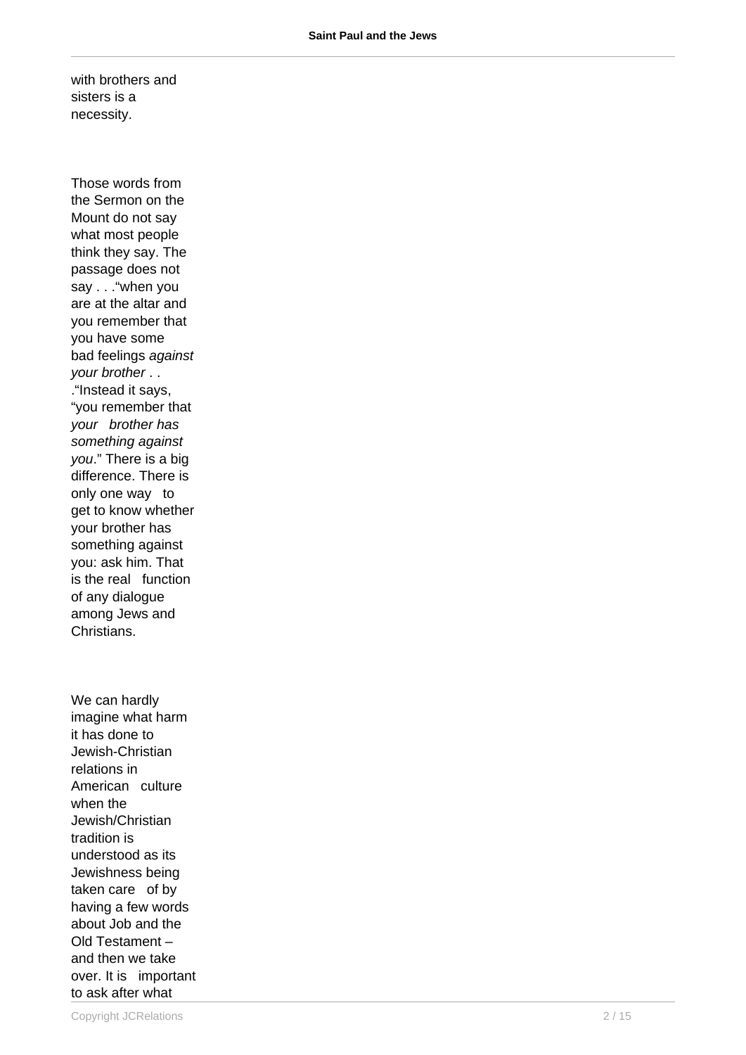with brothers and sisters is a necessity.

Those words from the Sermon on the Mount do not say what most people think they say. The passage does not say . . ."when you are at the altar and you remember that you have some bad feelings *against your brother* . . ."Instead it says, "you remember that *your brother has something against you*." There is a big difference. There is only one way to get to know whether your brother has something against you: ask him. That is the real function of any dialogue among Jews and Christians.

We can hardly imagine what harm it has done to Jewish-Christian relations in American culture when the Jewish/Christian tradition is understood as its Jewishness being taken care of by having a few words about Job and the Old Testament – and then we take over. It is important to ask after what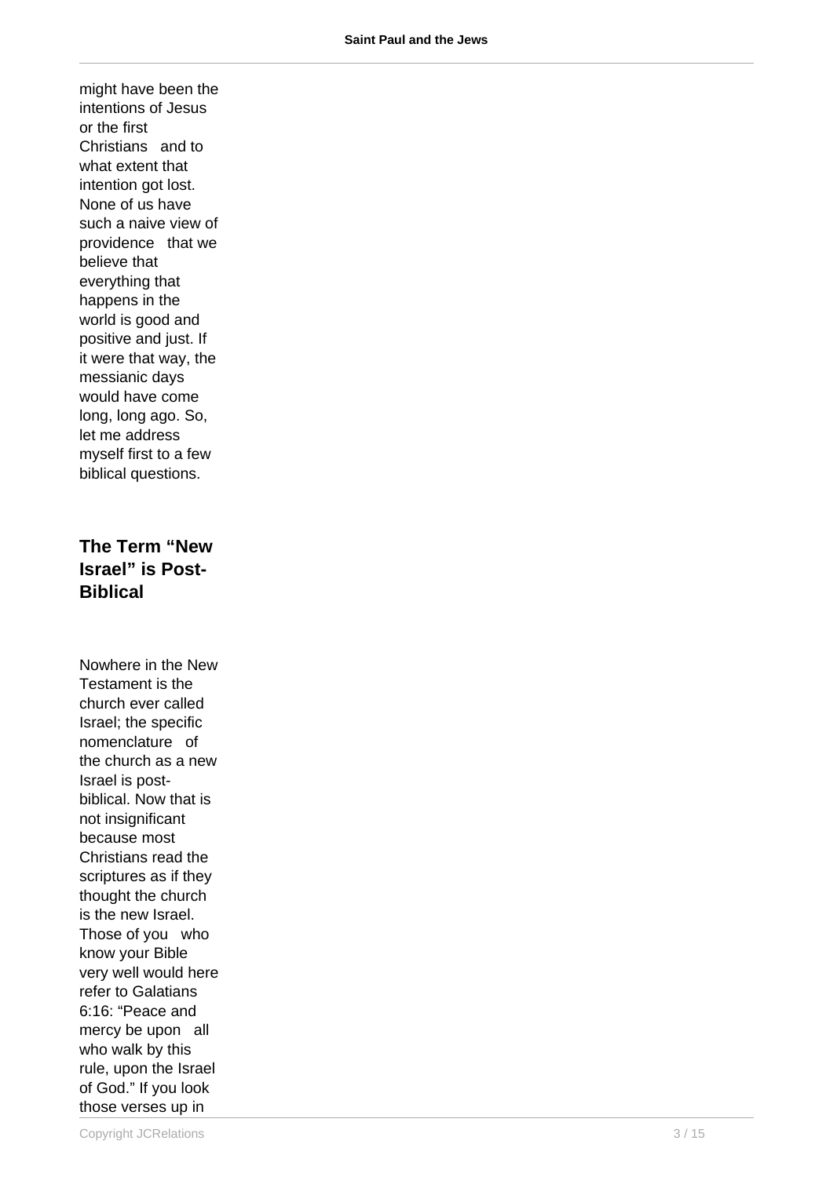might have been the intentions of Jesus or the first Christians and to what extent that intention got lost. None of us have such a naive view of providence that we believe that everything that happens in the world is good and positive and just. If it were that way, the messianic days would have come long, long ago. So, let me address myself first to a few biblical questions.

## The Term "New Israel" is Post-Biblical

Nowhere in the New Testament is the church ever called Israel; the specific nomenclature of the church as a new Israel is post-biblical. Now that is not insignificant because most Christians read the scriptures as if they thought the church is the new Israel. Those of you who know your Bible very well would here refer to Galatians 6:16: "Peace and mercy be upon all who walk by this rule, upon the Israel of God." If you look those verses up in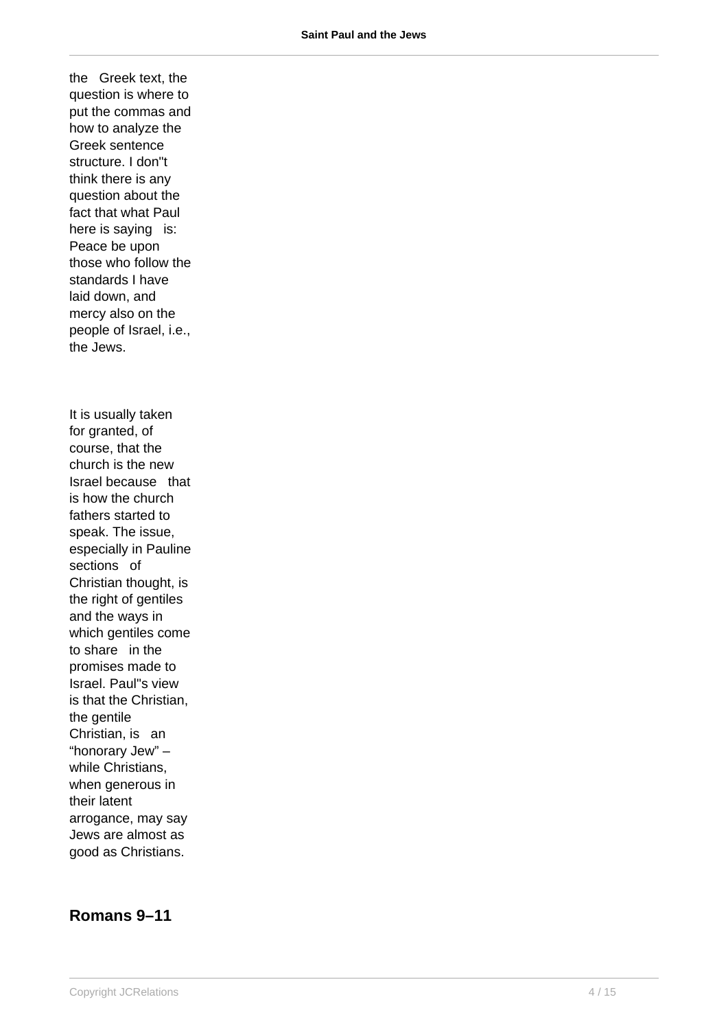the Greek text, the question is where to put the commas and how to analyze the Greek sentence structure. I don"t think there is any question about the fact that what Paul here is saying is: Peace be upon those who follow the standards I have laid down, and mercy also on the people of Israel, i.e., the Jews.

It is usually taken for granted, of course, that the church is the new Israel because that is how the church fathers started to speak. The issue, especially in Pauline sections of Christian thought, is the right of gentiles and the ways in which gentiles come to share in the promises made to Israel. Paul"s view is that the Christian, the gentile Christian, is an "honorary Jew" – while Christians, when generous in their latent arrogance, may say Jews are almost as good as Christians.

## Romans 9–11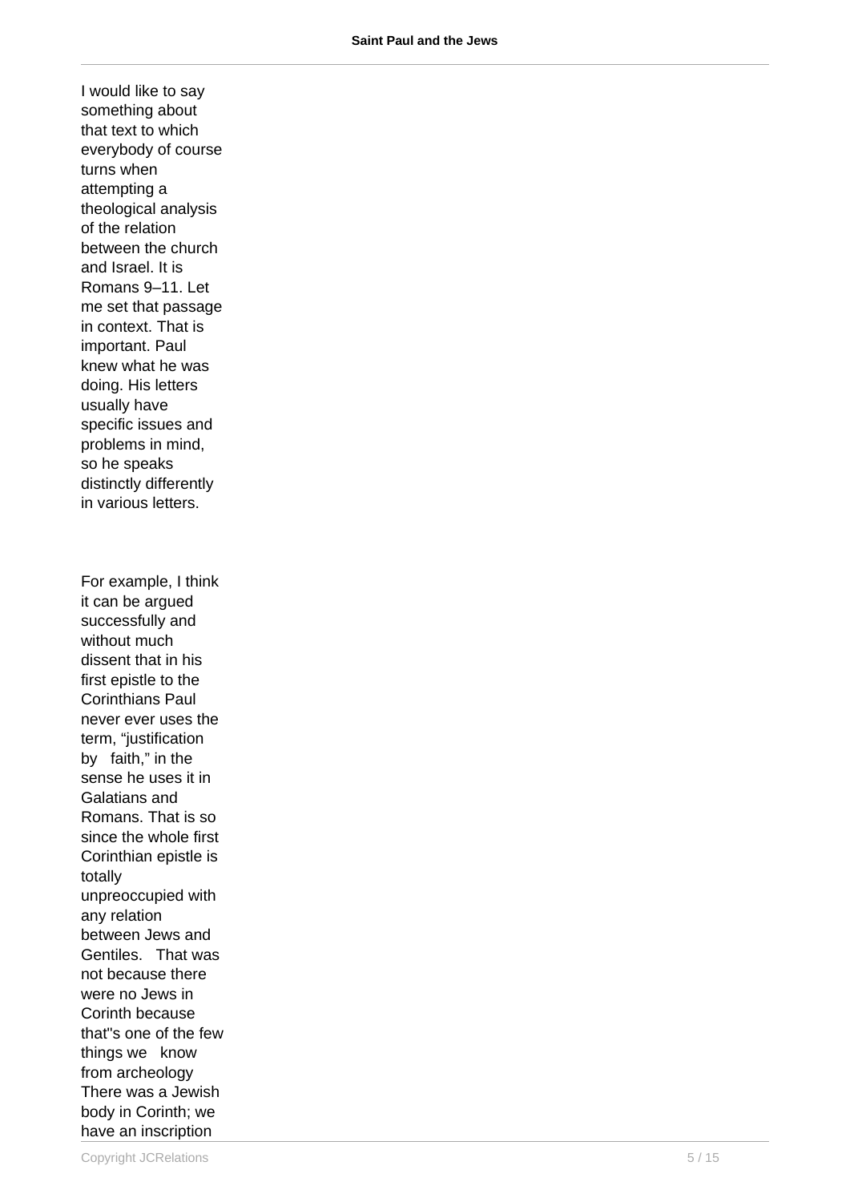I would like to say something about that text to which everybody of course turns when attempting a theological analysis of the relation between the church and Israel. It is Romans 9–11. Let me set that passage in context. That is important. Paul knew what he was doing. His letters usually have specific issues and problems in mind, so he speaks distinctly differently in various letters.

For example, I think it can be argued successfully and without much dissent that in his first epistle to the Corinthians Paul never ever uses the term, “justification by faith,” in the sense he uses it in Galatians and Romans. That is so since the whole first Corinthian epistle is totally unpreoccupied with any relation between Jews and Gentiles. That was not because there were no Jews in Corinth because that''s one of the few things we know from archeology There was a Jewish body in Corinth; we have an inscription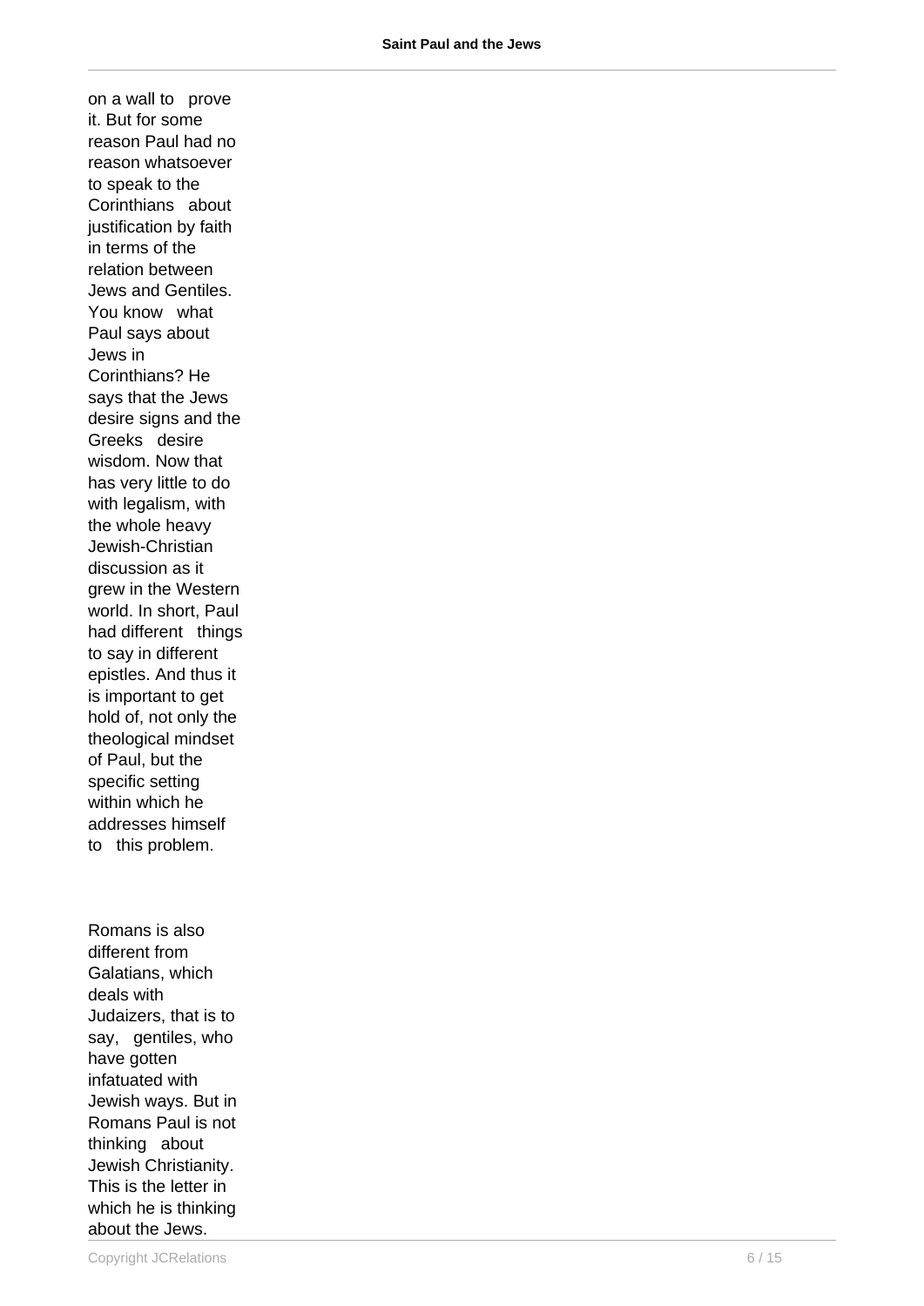on a wall to prove it. But for some reason Paul had no reason whatsoever to speak to the Corinthians about justification by faith in terms of the relation between Jews and Gentiles. You know what Paul says about Jews in Corinthians? He says that the Jews desire signs and the Greeks desire wisdom. Now that has very little to do with legalism, with the whole heavy Jewish-Christian discussion as it grew in the Western world. In short, Paul had different things to say in different epistles. And thus it is important to get hold of, not only the theological mindset of Paul, but the specific setting within which he addresses himself to this problem.

Romans is also different from Galatians, which deals with Judaizers, that is to say, gentiles, who have gotten infatuated with Jewish ways. But in Romans Paul is not thinking about Jewish Christianity. This is the letter in which he is thinking about the Jews.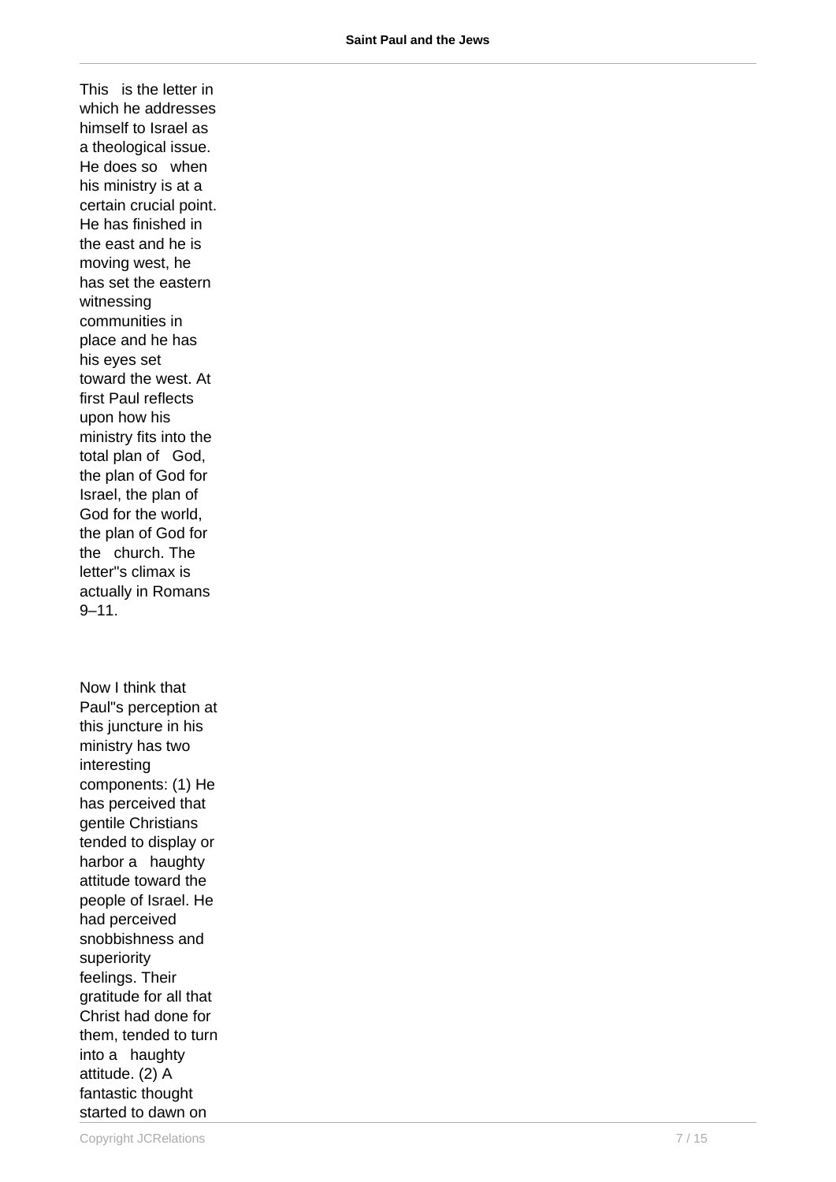This is the letter in which he addresses himself to Israel as a theological issue. He does so when his ministry is at a certain crucial point. He has finished in the east and he is moving west, he has set the eastern witnessing communities in place and he has his eyes set toward the west. At first Paul reflects upon how his ministry fits into the total plan of God, the plan of God for Israel, the plan of God for the world, the plan of God for the church. The letter"s climax is actually in Romans 9–11.

Now I think that Paul"s perception at this juncture in his ministry has two interesting components: (1) He has perceived that gentile Christians tended to display or harbor a haughty attitude toward the people of Israel. He had perceived snobbishness and superiority feelings. Their gratitude for all that Christ had done for them, tended to turn into a haughty attitude. (2) A fantastic thought started to dawn on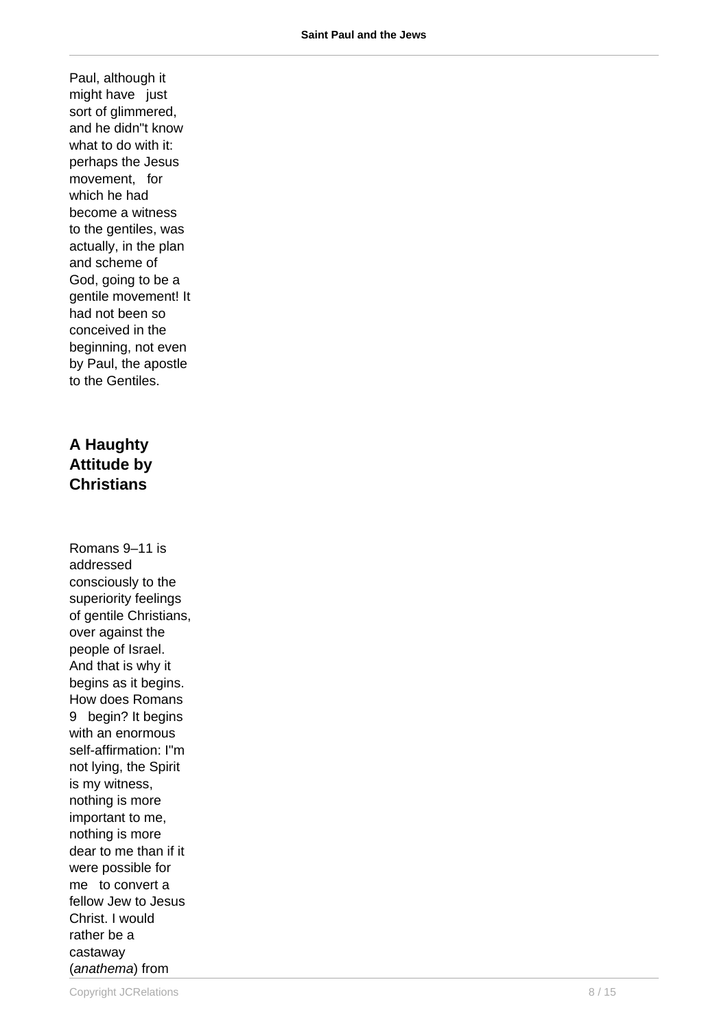Paul, although it might have just sort of glimmered, and he didn"t know what to do with it: perhaps the Jesus movement, for which he had become a witness to the gentiles, was actually, in the plan and scheme of God, going to be a gentile movement! It had not been so conceived in the beginning, not even by Paul, the apostle to the Gentiles.

## A Haughty Attitude by Christians

Romans 9–11 is addressed consciously to the superiority feelings of gentile Christians, over against the people of Israel. And that is why it begins as it begins. How does Romans 9 begin? It begins with an enormous self-affirmation: I"m not lying, the Spirit is my witness, nothing is more important to me, nothing is more dear to me than if it were possible for me to convert a fellow Jew to Jesus Christ. I would rather be a castaway (*anathema*) from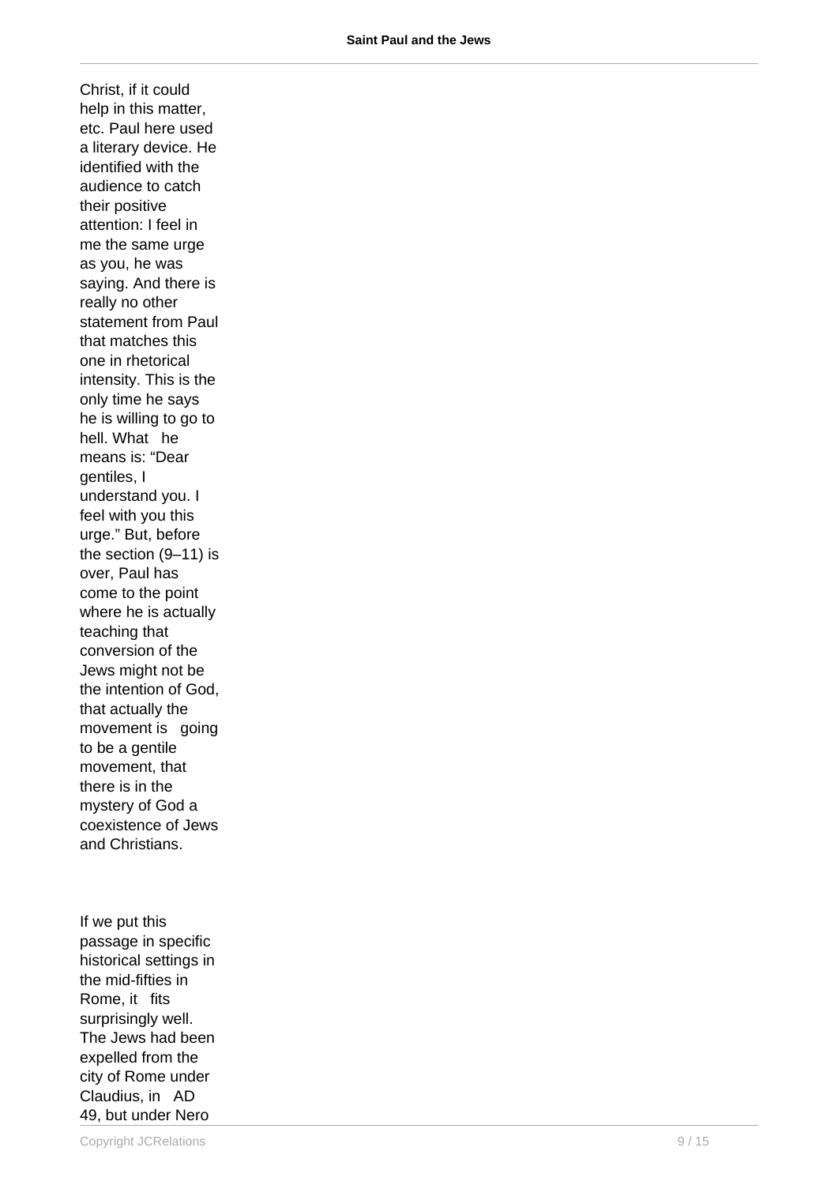Christ, if it could help in this matter, etc. Paul here used a literary device. He identified with the audience to catch their positive attention: I feel in me the same urge as you, he was saying. And there is really no other statement from Paul that matches this one in rhetorical intensity. This is the only time he says he is willing to go to hell. What he means is: “Dear gentiles, I understand you. I feel with you this urge.” But, before the section (9–11) is over, Paul has come to the point where he is actually teaching that conversion of the Jews might not be the intention of God, that actually the movement is going to be a gentile movement, that there is in the mystery of God a coexistence of Jews and Christians.

If we put this passage in specific historical settings in the mid-fifties in Rome, it fits surprisingly well. The Jews had been expelled from the city of Rome under Claudius, in AD 49, but under Nero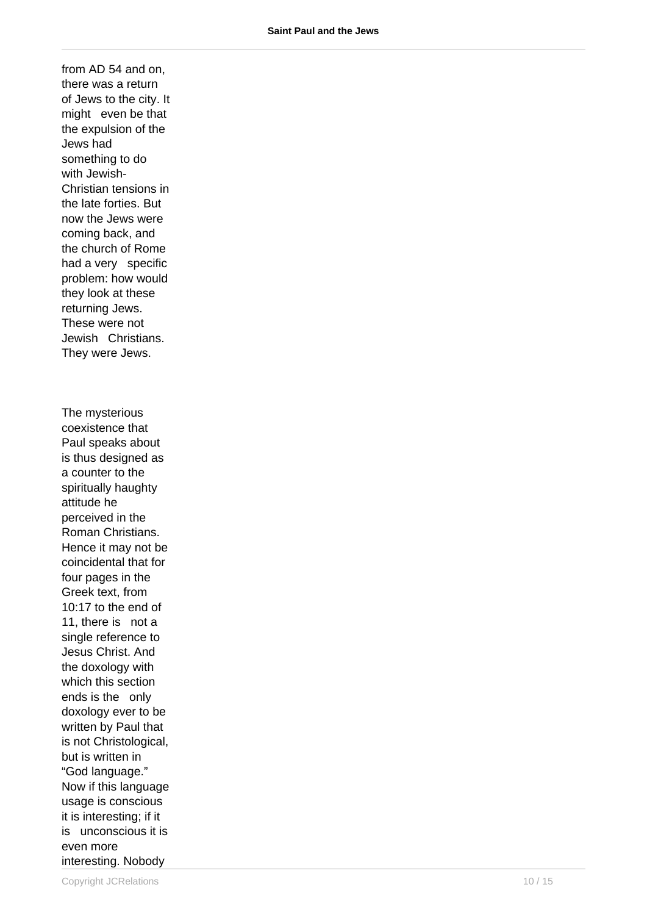from AD 54 and on, there was a return of Jews to the city. It might even be that the expulsion of the Jews had something to do with Jewish-Christian tensions in the late forties. But now the Jews were coming back, and the church of Rome had a very specific problem: how would they look at these returning Jews. These were not Jewish Christians. They were Jews.

The mysterious coexistence that Paul speaks about is thus designed as a counter to the spiritually haughty attitude he perceived in the Roman Christians. Hence it may not be coincidental that for four pages in the Greek text, from 10:17 to the end of 11, there is not a single reference to Jesus Christ. And the doxology with which this section ends is the only doxology ever to be written by Paul that is not Christological, but is written in "God language." Now if this language usage is conscious it is interesting; if it is unconscious it is even more interesting. Nobody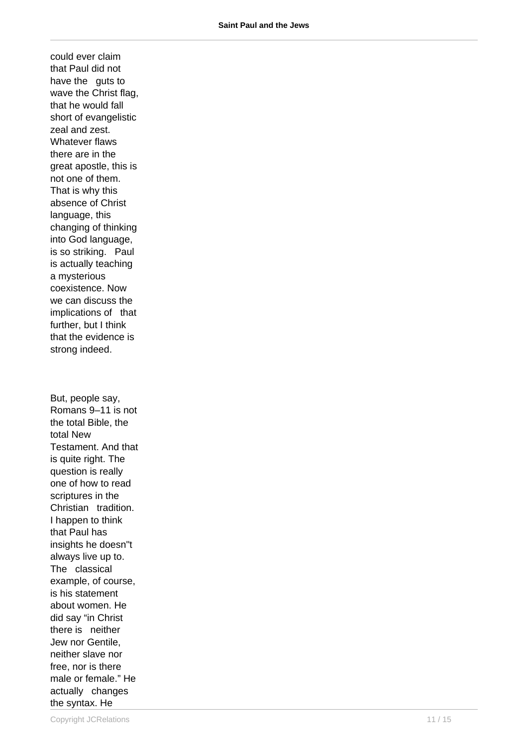could ever claim that Paul did not have the guts to wave the Christ flag, that he would fall short of evangelistic zeal and zest. Whatever flaws there are in the great apostle, this is not one of them. That is why this absence of Christ language, this changing of thinking into God language, is so striking. Paul is actually teaching a mysterious coexistence. Now we can discuss the implications of that further, but I think that the evidence is strong indeed.

But, people say, Romans 9–11 is not the total Bible, the total New Testament. And that is quite right. The question is really one of how to read scriptures in the Christian tradition. I happen to think that Paul has insights he doesn"t always live up to. The classical example, of course, is his statement about women. He did say "in Christ there is neither Jew nor Gentile, neither slave nor free, nor is there male or female." He actually changes the syntax. He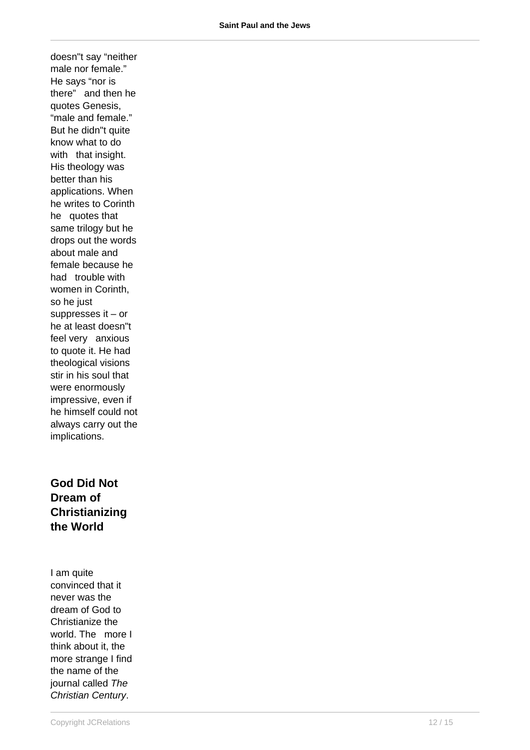doesn"t say “neither male nor female.” He says “nor is there” and then he quotes Genesis, “male and female.” But he didn"t quite know what to do with that insight. His theology was better than his applications. When he writes to Corinth he quotes that same trilogy but he drops out the words about male and female because he had trouble with women in Corinth, so he just suppresses it – or he at least doesn"t feel very anxious to quote it. He had theological visions stir in his soul that were enormously impressive, even if he himself could not always carry out the implications.

## God Did Not Dream of Christianizing the World

I am quite convinced that it never was the dream of God to Christianize the world. The more I think about it, the more strange I find the name of the journal called *The Christian Century*.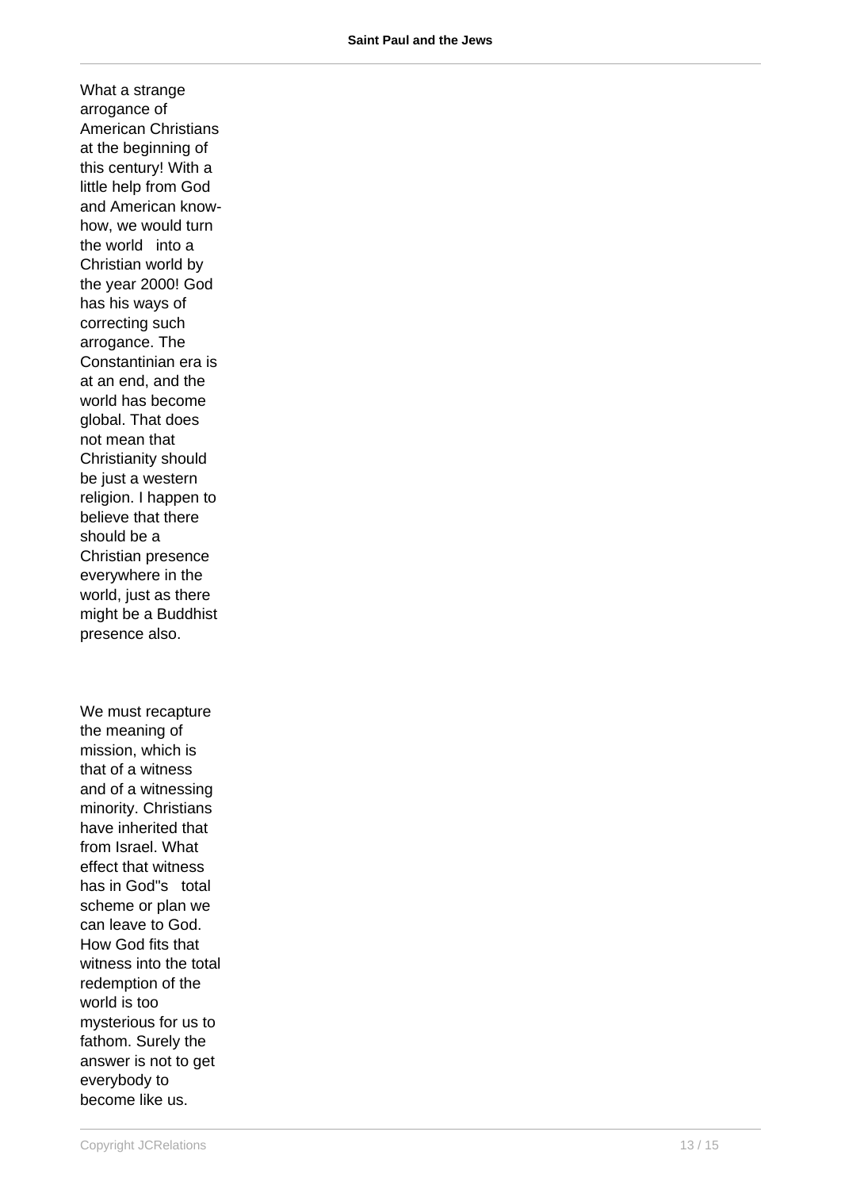What a strange arrogance of American Christians at the beginning of this century! With a little help from God and American know-how, we would turn the world into a Christian world by the year 2000! God has his ways of correcting such arrogance. The Constantinian era is at an end, and the world has become global. That does not mean that Christianity should be just a western religion. I happen to believe that there should be a Christian presence everywhere in the world, just as there might be a Buddhist presence also.

We must recapture the meaning of mission, which is that of a witness and of a witnessing minority. Christians have inherited that from Israel. What effect that witness has in God"s total scheme or plan we can leave to God. How God fits that witness into the total redemption of the world is too mysterious for us to fathom. Surely the answer is not to get everybody to become like us.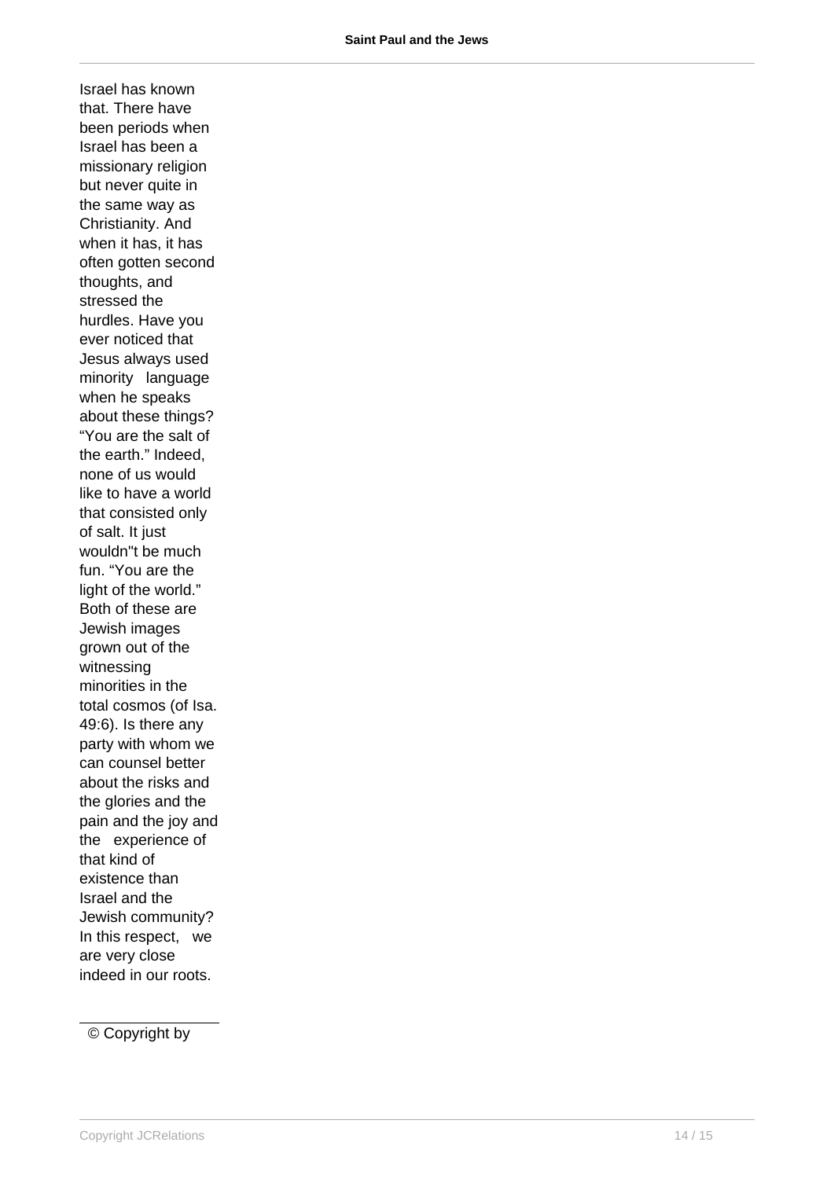Israel has known that. There have been periods when Israel has been a missionary religion but never quite in the same way as Christianity. And when it has, it has often gotten second thoughts, and stressed the hurdles. Have you ever noticed that Jesus always used minority language when he speaks about these things? “You are the salt of the earth.” Indeed, none of us would like to have a world that consisted only of salt. It just wouldn"t be much fun. “You are the light of the world.” Both of these are Jewish images grown out of the witnessing minorities in the total cosmos (of Isa. 49:6). Is there any party with whom we can counsel better about the risks and the glories and the pain and the joy and the experience of that kind of existence than Israel and the Jewish community? In this respect, we are very close indeed in our roots.

---

© Copyright by